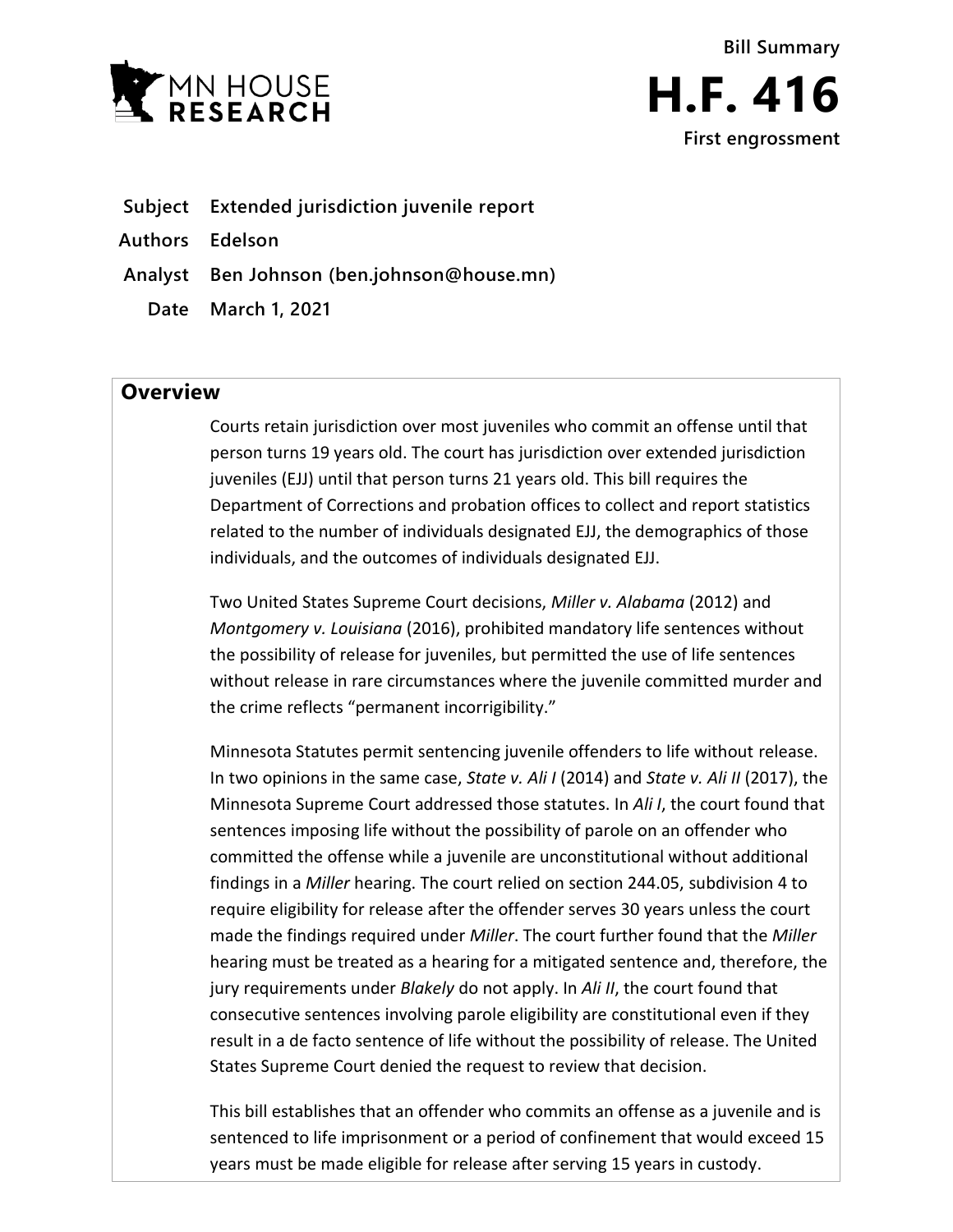MN HOUSE RESEARCH

Bill Summary

# H.F. 416

**First engrossment**

**Subject** Extended jurisdiction juvenile report

**Authors** Edelson

**Analyst** Ben Johnson (ben.johnson@house.mn)

**Date** March 1, 2021

## Overview

Courts retain jurisdiction over most juveniles who commit an offense until that person turns 19 years old. The court has jurisdiction over extended jurisdiction juveniles (EJJ) until that person turns 21 years old. This bill requires the Department of Corrections and probation offices to collect and report statistics related to the number of individuals designated EJJ, the demographics of those individuals, and the outcomes of individuals designated EJJ.

Two United States Supreme Court decisions, *Miller v. Alabama* (2012) and *Montgomery v. Louisiana* (2016), prohibited mandatory life sentences without the possibility of release for juveniles, but permitted the use of life sentences without release in rare circumstances where the juvenile committed murder and the crime reflects "permanent incorrigibility."

Minnesota Statutes permit sentencing juvenile offenders to life without release. In two opinions in the same case, *State v. Ali I* (2014) and *State v. Ali II* (2017), the Minnesota Supreme Court addressed those statutes. In *Ali I*, the court found that sentences imposing life without the possibility of parole on an offender who committed the offense while a juvenile are unconstitutional without additional findings in a *Miller* hearing. The court relied on section 244.05, subdivision 4 to require eligibility for release after the offender serves 30 years unless the court made the findings required under *Miller*. The court further found that the *Miller* hearing must be treated as a hearing for a mitigated sentence and, therefore, the jury requirements under *Blakely* do not apply. In *Ali II*, the court found that consecutive sentences involving parole eligibility are constitutional even if they result in a de facto sentence of life without the possibility of release. The United States Supreme Court denied the request to review that decision.

This bill establishes that an offender who commits an offense as a juvenile and is sentenced to life imprisonment or a period of confinement that would exceed 15 years must be made eligible for release after serving 15 years in custody.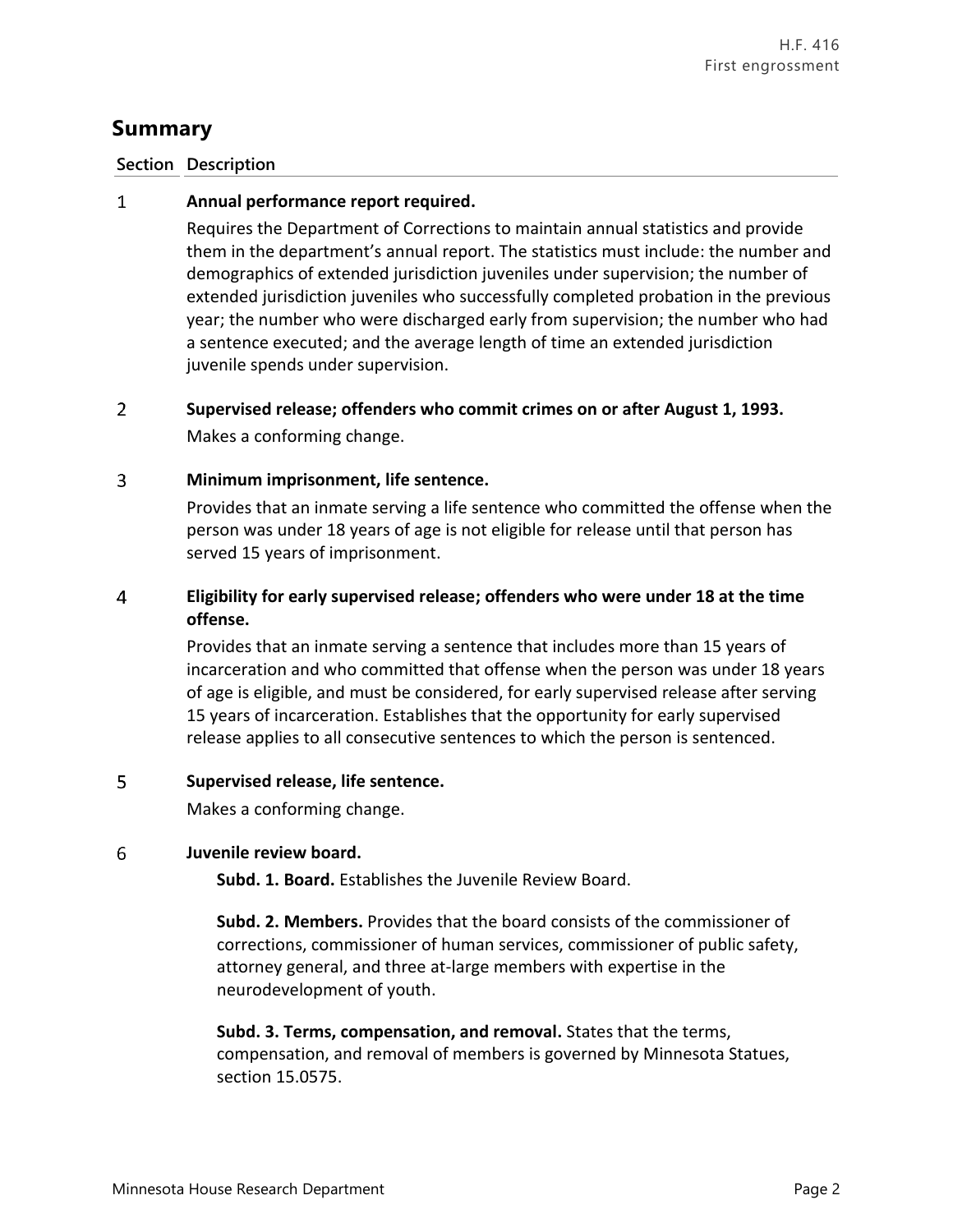## Summary

| Section | Description |
|---|---|
| 1 | **Annual performance report required.** Requires the Department of Corrections to maintain annual statistics and provide them in the department's annual report. The statistics must include: the number and demographics of extended jurisdiction juveniles under supervision; the number of extended jurisdiction juveniles who successfully completed probation in the previous year; the number who were discharged early from supervision; the number who had a sentence executed; and the average length of time an extended jurisdiction juvenile spends under supervision. |
| 2 | **Supervised release; offenders who commit crimes on or after August 1, 1993.** Makes a conforming change. |
| 3 | **Minimum imprisonment, life sentence.** Provides that an inmate serving a life sentence who committed the offense when the person was under 18 years of age is not eligible for release until that person has served 15 years of imprisonment. |
| 4 | **Eligibility for early supervised release; offenders who were under 18 at the time offense.** Provides that an inmate serving a sentence that includes more than 15 years of incarceration and who committed that offense when the person was under 18 years of age is eligible, and must be considered, for early supervised release after serving 15 years of incarceration. Establishes that the opportunity for early supervised release applies to all consecutive sentences to which the person is sentenced. |
| 5 | **Supervised release, life sentence.** Makes a conforming change. |
| 6 | **Juvenile review board.**<br><br>**Subd. 1. Board.** Establishes the Juvenile Review Board.<br><br>**Subd. 2. Members.** Provides that the board consists of the commissioner of corrections, commissioner of human services, commissioner of public safety, attorney general, and three at-large members with expertise in the neurodevelopment of youth.<br><br>**Subd. 3. Terms, compensation, and removal.** States that the terms, compensation, and removal of members is governed by Minnesota Statues, section 15.0575. |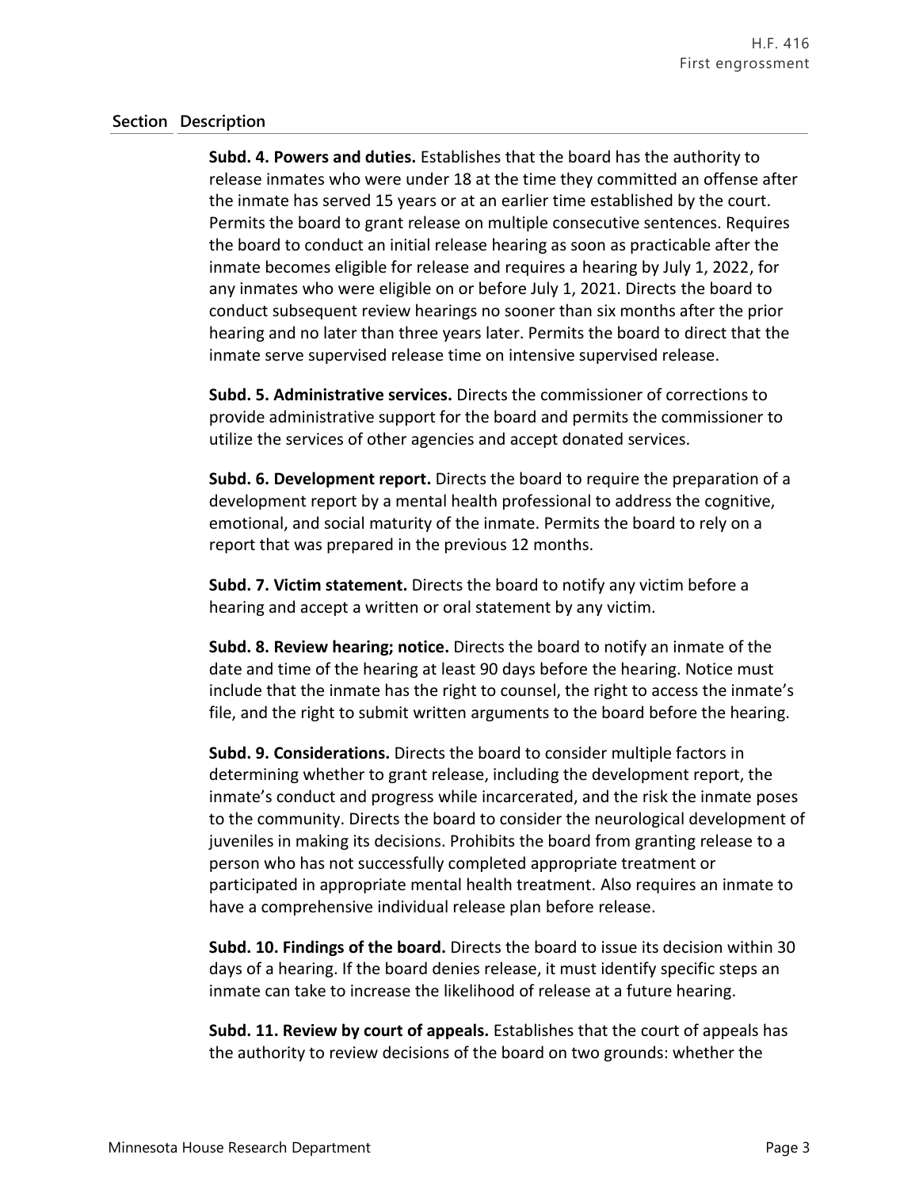**Section Description**

**Subd. 4. Powers and duties.** Establishes that the board has the authority to release inmates who were under 18 at the time they committed an offense after the inmate has served 15 years or at an earlier time established by the court. Permits the board to grant release on multiple consecutive sentences. Requires the board to conduct an initial release hearing as soon as practicable after the inmate becomes eligible for release and requires a hearing by July 1, 2022, for any inmates who were eligible on or before July 1, 2021. Directs the board to conduct subsequent review hearings no sooner than six months after the prior hearing and no later than three years later. Permits the board to direct that the inmate serve supervised release time on intensive supervised release.

**Subd. 5. Administrative services.** Directs the commissioner of corrections to provide administrative support for the board and permits the commissioner to utilize the services of other agencies and accept donated services.

**Subd. 6. Development report.** Directs the board to require the preparation of a development report by a mental health professional to address the cognitive, emotional, and social maturity of the inmate. Permits the board to rely on a report that was prepared in the previous 12 months.

**Subd. 7. Victim statement.** Directs the board to notify any victim before a hearing and accept a written or oral statement by any victim.

**Subd. 8. Review hearing; notice.** Directs the board to notify an inmate of the date and time of the hearing at least 90 days before the hearing. Notice must include that the inmate has the right to counsel, the right to access the inmate's file, and the right to submit written arguments to the board before the hearing.

**Subd. 9. Considerations.** Directs the board to consider multiple factors in determining whether to grant release, including the development report, the inmate's conduct and progress while incarcerated, and the risk the inmate poses to the community. Directs the board to consider the neurological development of juveniles in making its decisions. Prohibits the board from granting release to a person who has not successfully completed appropriate treatment or participated in appropriate mental health treatment. Also requires an inmate to have a comprehensive individual release plan before release.

**Subd. 10. Findings of the board.** Directs the board to issue its decision within 30 days of a hearing. If the board denies release, it must identify specific steps an inmate can take to increase the likelihood of release at a future hearing.

**Subd. 11. Review by court of appeals.** Establishes that the court of appeals has the authority to review decisions of the board on two grounds: whether the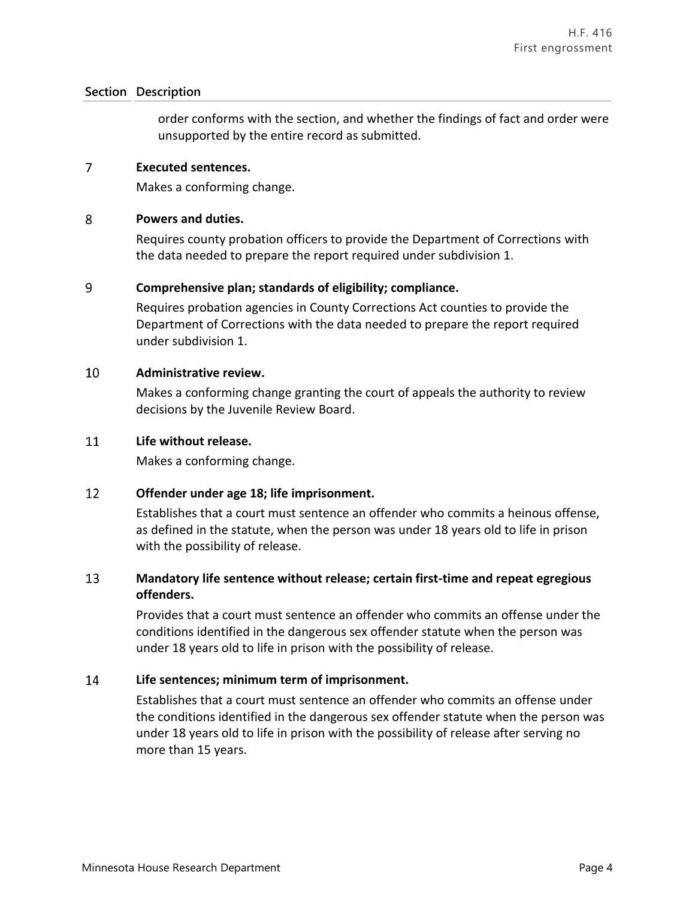| Section | Description |
|---|---|
| | order conforms with the section, and whether the findings of fact and order were unsupported by the entire record as submitted. |
| 7 | **Executed sentences.**<br>Makes a conforming change. |
| 8 | **Powers and duties.**<br>Requires county probation officers to provide the Department of Corrections with the data needed to prepare the report required under subdivision 1. |
| 9 | **Comprehensive plan; standards of eligibility; compliance.**<br>Requires probation agencies in County Corrections Act counties to provide the Department of Corrections with the data needed to prepare the report required under subdivision 1. |
| 10 | **Administrative review.**<br>Makes a conforming change granting the court of appeals the authority to review decisions by the Juvenile Review Board. |
| 11 | **Life without release.**<br>Makes a conforming change. |
| 12 | **Offender under age 18; life imprisonment.**<br>Establishes that a court must sentence an offender who commits a heinous offense, as defined in the statute, when the person was under 18 years old to life in prison with the possibility of release. |
| 13 | **Mandatory life sentence without release; certain first-time and repeat egregious offenders.**<br>Provides that a court must sentence an offender who commits an offense under the conditions identified in the dangerous sex offender statute when the person was under 18 years old to life in prison with the possibility of release. |
| 14 | **Life sentences; minimum term of imprisonment.**<br>Establishes that a court must sentence an offender who commits an offense under the conditions identified in the dangerous sex offender statute when the person was under 18 years old to life in prison with the possibility of release after serving no more than 15 years. |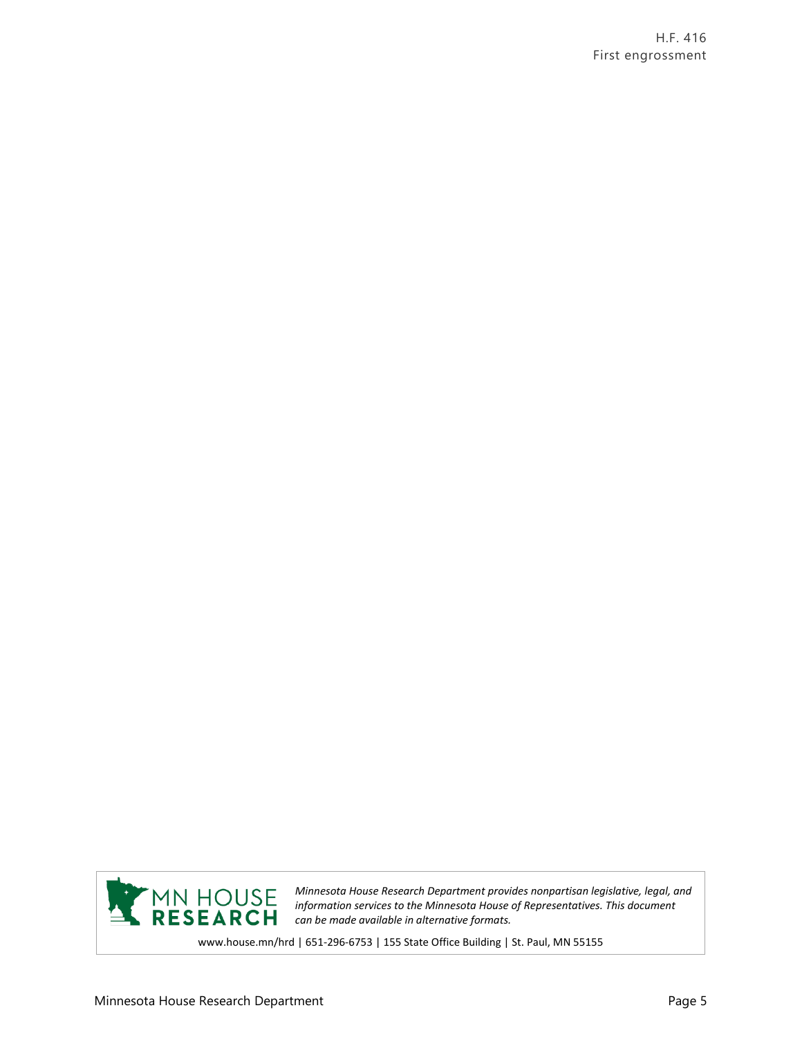*Minnesota House Research Department provides nonpartisan legislative, legal, and information services to the Minnesota House of Representatives. This document can be made available in alternative formats.*

www.house.mn/hrd | 651-296-6753 | 155 State Office Building | St. Paul, MN 55155